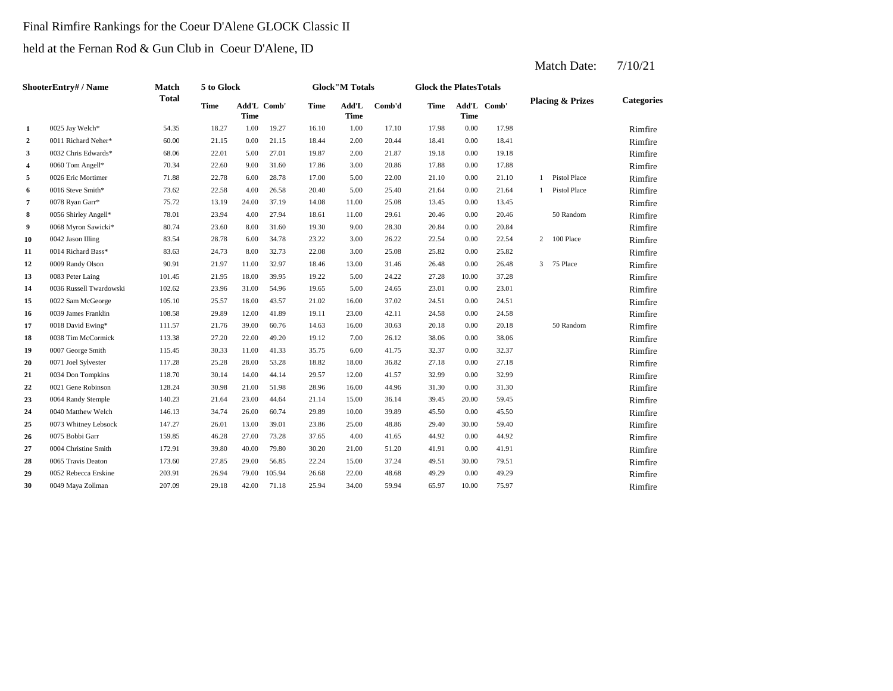Final Rimfire Rankings for the Coeur D'Alene GLOCK Classic II

held at the Fernan Rod & Gun Club in Coeur D'Alene, ID

Match Date: 7/10/21

| Shooter | Entry# / Name | Match Total | 5 to Glock | | | Glock"M Totals | | | Glock the Plates Totals | | | Placing & Prizes | | Categories |
|---|---|---|---|---|---|---|---|---|---|---|---|---|---|---|
| | | | Time | Add'L Time | Comb' | Time | Add'L Time | Comb'd | Time | Add'L Time | Comb' | | | |
| 1 | 0025 Jay Welch* | 54.35 | 18.27 | 1.00 | 19.27 | 16.10 | 1.00 | 17.10 | 17.98 | 0.00 | 17.98 | | | Rimfire |
| 2 | 0011 Richard Neher* | 60.00 | 21.15 | 0.00 | 21.15 | 18.44 | 2.00 | 20.44 | 18.41 | 0.00 | 18.41 | | | Rimfire |
| 3 | 0032 Chris Edwards* | 68.06 | 22.01 | 5.00 | 27.01 | 19.87 | 2.00 | 21.87 | 19.18 | 0.00 | 19.18 | | | Rimfire |
| 4 | 0060 Tom Angell* | 70.34 | 22.60 | 9.00 | 31.60 | 17.86 | 3.00 | 20.86 | 17.88 | 0.00 | 17.88 | | | Rimfire |
| 5 | 0026 Eric Mortimer | 71.88 | 22.78 | 6.00 | 28.78 | 17.00 | 5.00 | 22.00 | 21.10 | 0.00 | 21.10 | 1 | Pistol Place | Rimfire |
| 6 | 0016 Steve Smith* | 73.62 | 22.58 | 4.00 | 26.58 | 20.40 | 5.00 | 25.40 | 21.64 | 0.00 | 21.64 | 1 | Pistol Place | Rimfire |
| 7 | 0078 Ryan Garr* | 75.72 | 13.19 | 24.00 | 37.19 | 14.08 | 11.00 | 25.08 | 13.45 | 0.00 | 13.45 | | | Rimfire |
| 8 | 0056 Shirley Angell* | 78.01 | 23.94 | 4.00 | 27.94 | 18.61 | 11.00 | 29.61 | 20.46 | 0.00 | 20.46 | | 50 Random | Rimfire |
| 9 | 0068 Myron Sawicki* | 80.74 | 23.60 | 8.00 | 31.60 | 19.30 | 9.00 | 28.30 | 20.84 | 0.00 | 20.84 | | | Rimfire |
| 10 | 0042 Jason Illing | 83.54 | 28.78 | 6.00 | 34.78 | 23.22 | 3.00 | 26.22 | 22.54 | 0.00 | 22.54 | 2 | 100 Place | Rimfire |
| 11 | 0014 Richard Bass* | 83.63 | 24.73 | 8.00 | 32.73 | 22.08 | 3.00 | 25.08 | 25.82 | 0.00 | 25.82 | | | Rimfire |
| 12 | 0009 Randy Olson | 90.91 | 21.97 | 11.00 | 32.97 | 18.46 | 13.00 | 31.46 | 26.48 | 0.00 | 26.48 | 3 | 75 Place | Rimfire |
| 13 | 0083 Peter Laing | 101.45 | 21.95 | 18.00 | 39.95 | 19.22 | 5.00 | 24.22 | 27.28 | 10.00 | 37.28 | | | Rimfire |
| 14 | 0036 Russell Twardowski | 102.62 | 23.96 | 31.00 | 54.96 | 19.65 | 5.00 | 24.65 | 23.01 | 0.00 | 23.01 | | | Rimfire |
| 15 | 0022 Sam McGeorge | 105.10 | 25.57 | 18.00 | 43.57 | 21.02 | 16.00 | 37.02 | 24.51 | 0.00 | 24.51 | | | Rimfire |
| 16 | 0039 James Franklin | 108.58 | 29.89 | 12.00 | 41.89 | 19.11 | 23.00 | 42.11 | 24.58 | 0.00 | 24.58 | | | Rimfire |
| 17 | 0018 David Ewing* | 111.57 | 21.76 | 39.00 | 60.76 | 14.63 | 16.00 | 30.63 | 20.18 | 0.00 | 20.18 | | 50 Random | Rimfire |
| 18 | 0038 Tim McCormick | 113.38 | 27.20 | 22.00 | 49.20 | 19.12 | 7.00 | 26.12 | 38.06 | 0.00 | 38.06 | | | Rimfire |
| 19 | 0007 George Smith | 115.45 | 30.33 | 11.00 | 41.33 | 35.75 | 6.00 | 41.75 | 32.37 | 0.00 | 32.37 | | | Rimfire |
| 20 | 0071 Joel Sylvester | 117.28 | 25.28 | 28.00 | 53.28 | 18.82 | 18.00 | 36.82 | 27.18 | 0.00 | 27.18 | | | Rimfire |
| 21 | 0034 Don Tompkins | 118.70 | 30.14 | 14.00 | 44.14 | 29.57 | 12.00 | 41.57 | 32.99 | 0.00 | 32.99 | | | Rimfire |
| 22 | 0021 Gene Robinson | 128.24 | 30.98 | 21.00 | 51.98 | 28.96 | 16.00 | 44.96 | 31.30 | 0.00 | 31.30 | | | Rimfire |
| 23 | 0064 Randy Stemple | 140.23 | 21.64 | 23.00 | 44.64 | 21.14 | 15.00 | 36.14 | 39.45 | 20.00 | 59.45 | | | Rimfire |
| 24 | 0040 Matthew Welch | 146.13 | 34.74 | 26.00 | 60.74 | 29.89 | 10.00 | 39.89 | 45.50 | 0.00 | 45.50 | | | Rimfire |
| 25 | 0073 Whitney Lebsock | 147.27 | 26.01 | 13.00 | 39.01 | 23.86 | 25.00 | 48.86 | 29.40 | 30.00 | 59.40 | | | Rimfire |
| 26 | 0075 Bobbi Garr | 159.85 | 46.28 | 27.00 | 73.28 | 37.65 | 4.00 | 41.65 | 44.92 | 0.00 | 44.92 | | | Rimfire |
| 27 | 0004 Christine Smith | 172.91 | 39.80 | 40.00 | 79.80 | 30.20 | 21.00 | 51.20 | 41.91 | 0.00 | 41.91 | | | Rimfire |
| 28 | 0065 Travis Deaton | 173.60 | 27.85 | 29.00 | 56.85 | 22.24 | 15.00 | 37.24 | 49.51 | 30.00 | 79.51 | | | Rimfire |
| 29 | 0052 Rebecca Erskine | 203.91 | 26.94 | 79.00 | 105.94 | 26.68 | 22.00 | 48.68 | 49.29 | 0.00 | 49.29 | | | Rimfire |
| 30 | 0049 Maya Zollman | 207.09 | 29.18 | 42.00 | 71.18 | 25.94 | 34.00 | 59.94 | 65.97 | 10.00 | 75.97 | | | Rimfire |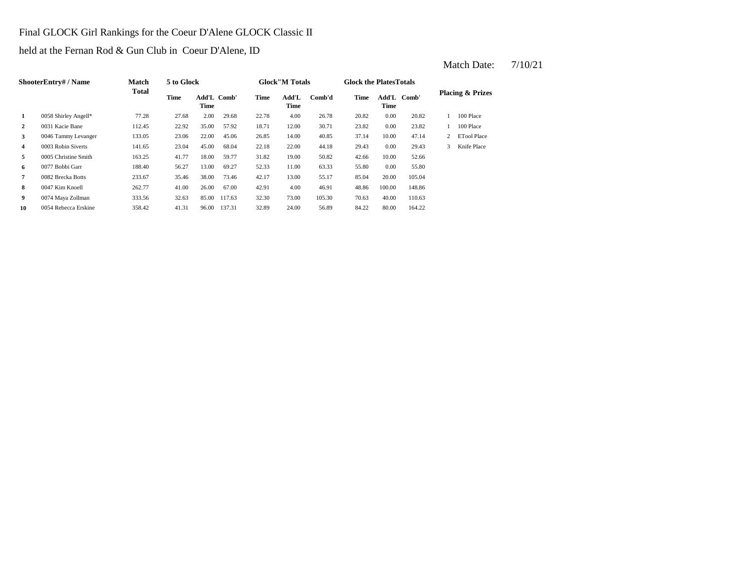Final GLOCK Girl Rankings for the Coeur D'Alene GLOCK Classic II

held at the Fernan Rod & Gun Club in Coeur D'Alene, ID

Match Date: 7/10/21

| Shooter | Entry# / Name | Match Total | 5 to Glock | | | Glock"M Totals | | | Glock the Plates Totals | | | Placing & Prizes | |
|---|---|---|---|---|---|---|---|---|---|---|---|---|---|
| | | | Time | Add'L Time | Comb' | Time | Add'L Time | Comb'd | Time | Add'L Time | Comb' | | |
| 1 | 0058 Shirley Angell* | 77.28 | 27.68 | 2.00 | 29.68 | 22.78 | 4.00 | 26.78 | 20.82 | 0.00 | 20.82 | 1 | 100 Place |
| 2 | 0031 Kacie Bane | 112.45 | 22.92 | 35.00 | 57.92 | 18.71 | 12.00 | 30.71 | 23.82 | 0.00 | 23.82 | 1 | 100 Place |
| 3 | 0046 Tammy Levanger | 133.05 | 23.06 | 22.00 | 45.06 | 26.85 | 14.00 | 40.85 | 37.14 | 10.00 | 47.14 | 2 | ETool Place |
| 4 | 0003 Robin Siverts | 141.65 | 23.04 | 45.00 | 68.04 | 22.18 | 22.00 | 44.18 | 29.43 | 0.00 | 29.43 | 3 | Knife Place |
| 5 | 0005 Christine Smith | 163.25 | 41.77 | 18.00 | 59.77 | 31.82 | 19.00 | 50.82 | 42.66 | 10.00 | 52.66 | | |
| 6 | 0077 Bobbi Garr | 188.40 | 56.27 | 13.00 | 69.27 | 52.33 | 11.00 | 63.33 | 55.80 | 0.00 | 55.80 | | |
| 7 | 0082 Brecka Botts | 233.67 | 35.46 | 38.00 | 73.46 | 42.17 | 13.00 | 55.17 | 85.04 | 20.00 | 105.04 | | |
| 8 | 0047 Kim Knoell | 262.77 | 41.00 | 26.00 | 67.00 | 42.91 | 4.00 | 46.91 | 48.86 | 100.00 | 148.86 | | |
| 9 | 0074 Maya Zollman | 333.56 | 32.63 | 85.00 | 117.63 | 32.30 | 73.00 | 105.30 | 70.63 | 40.00 | 110.63 | | |
| 10 | 0054 Rebecca Erskine | 358.42 | 41.31 | 96.00 | 137.31 | 32.89 | 24.00 | 56.89 | 84.22 | 80.00 | 164.22 | | |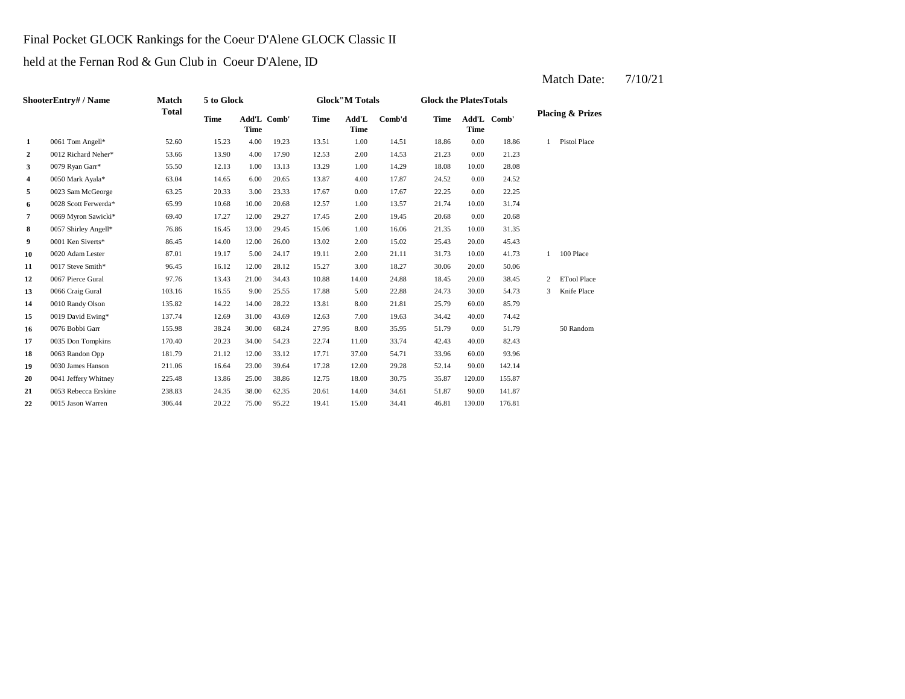Final Pocket GLOCK Rankings for the Coeur D'Alene GLOCK Classic II

held at the Fernan Rod & Gun Club in Coeur D'Alene, ID

Match Date: 7/10/21

| ShooterEntry# / Name | | Match Total | 5 to Glock | | | Glock"M Totals | | | Glock the PlatesTotals | | | Placing & Prizes | |
|---|---|---|---|---|---|---|---|---|---|---|---|---|---|
| | | | Time | Add'L Time | Comb' | Time | Add'L Time | Comb'd | Time | Add'L Time | Comb' | | |
| 1 | 0061 Tom Angell* | 52.60 | 15.23 | 4.00 | 19.23 | 13.51 | 1.00 | 14.51 | 18.86 | 0.00 | 18.86 | 1 | Pistol Place |
| 2 | 0012 Richard Neher* | 53.66 | 13.90 | 4.00 | 17.90 | 12.53 | 2.00 | 14.53 | 21.23 | 0.00 | 21.23 | | |
| 3 | 0079 Ryan Garr* | 55.50 | 12.13 | 1.00 | 13.13 | 13.29 | 1.00 | 14.29 | 18.08 | 10.00 | 28.08 | | |
| 4 | 0050 Mark Ayala* | 63.04 | 14.65 | 6.00 | 20.65 | 13.87 | 4.00 | 17.87 | 24.52 | 0.00 | 24.52 | | |
| 5 | 0023 Sam McGeorge | 63.25 | 20.33 | 3.00 | 23.33 | 17.67 | 0.00 | 17.67 | 22.25 | 0.00 | 22.25 | | |
| 6 | 0028 Scott Ferwerda* | 65.99 | 10.68 | 10.00 | 20.68 | 12.57 | 1.00 | 13.57 | 21.74 | 10.00 | 31.74 | | |
| 7 | 0069 Myron Sawicki* | 69.40 | 17.27 | 12.00 | 29.27 | 17.45 | 2.00 | 19.45 | 20.68 | 0.00 | 20.68 | | |
| 8 | 0057 Shirley Angell* | 76.86 | 16.45 | 13.00 | 29.45 | 15.06 | 1.00 | 16.06 | 21.35 | 10.00 | 31.35 | | |
| 9 | 0001 Ken Siverts* | 86.45 | 14.00 | 12.00 | 26.00 | 13.02 | 2.00 | 15.02 | 25.43 | 20.00 | 45.43 | | |
| 10 | 0020 Adam Lester | 87.01 | 19.17 | 5.00 | 24.17 | 19.11 | 2.00 | 21.11 | 31.73 | 10.00 | 41.73 | 1 | 100 Place |
| 11 | 0017 Steve Smith* | 96.45 | 16.12 | 12.00 | 28.12 | 15.27 | 3.00 | 18.27 | 30.06 | 20.00 | 50.06 | | |
| 12 | 0067 Pierce Gural | 97.76 | 13.43 | 21.00 | 34.43 | 10.88 | 14.00 | 24.88 | 18.45 | 20.00 | 38.45 | 2 | ETool Place |
| 13 | 0066 Craig Gural | 103.16 | 16.55 | 9.00 | 25.55 | 17.88 | 5.00 | 22.88 | 24.73 | 30.00 | 54.73 | 3 | Knife Place |
| 14 | 0010 Randy Olson | 135.82 | 14.22 | 14.00 | 28.22 | 13.81 | 8.00 | 21.81 | 25.79 | 60.00 | 85.79 | | |
| 15 | 0019 David Ewing* | 137.74 | 12.69 | 31.00 | 43.69 | 12.63 | 7.00 | 19.63 | 34.42 | 40.00 | 74.42 | | |
| 16 | 0076 Bobbi Garr | 155.98 | 38.24 | 30.00 | 68.24 | 27.95 | 8.00 | 35.95 | 51.79 | 0.00 | 51.79 | | 50 Random |
| 17 | 0035 Don Tompkins | 170.40 | 20.23 | 34.00 | 54.23 | 22.74 | 11.00 | 33.74 | 42.43 | 40.00 | 82.43 | | |
| 18 | 0063 Randon Opp | 181.79 | 21.12 | 12.00 | 33.12 | 17.71 | 37.00 | 54.71 | 33.96 | 60.00 | 93.96 | | |
| 19 | 0030 James Hanson | 211.06 | 16.64 | 23.00 | 39.64 | 17.28 | 12.00 | 29.28 | 52.14 | 90.00 | 142.14 | | |
| 20 | 0041 Jeffery Whitney | 225.48 | 13.86 | 25.00 | 38.86 | 12.75 | 18.00 | 30.75 | 35.87 | 120.00 | 155.87 | | |
| 21 | 0053 Rebecca Erskine | 238.83 | 24.35 | 38.00 | 62.35 | 20.61 | 14.00 | 34.61 | 51.87 | 90.00 | 141.87 | | |
| 22 | 0015 Jason Warren | 306.44 | 20.22 | 75.00 | 95.22 | 19.41 | 15.00 | 34.41 | 46.81 | 130.00 | 176.81 | | |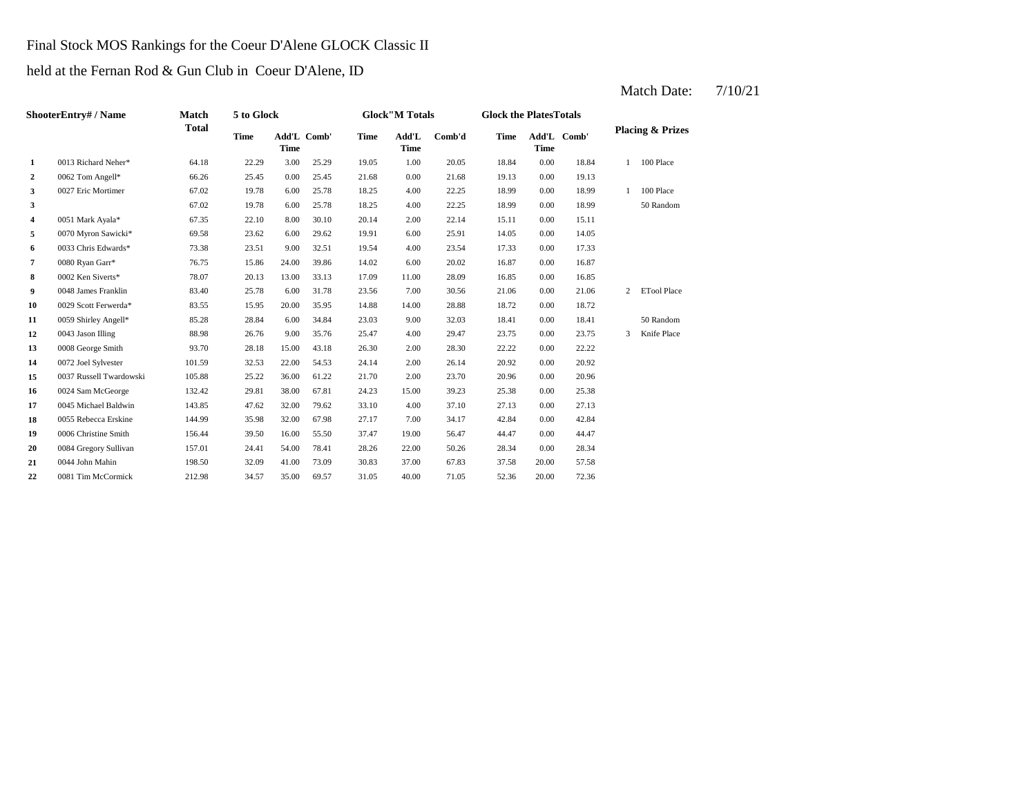Final Stock MOS Rankings for the Coeur D'Alene GLOCK Classic II

held at the Fernan Rod & Gun Club in Coeur D'Alene, ID

Match Date: 7/10/21

| Shooter | Entry# / Name | Match Total | 5 to Glock | | | Glock"M Totals | | | Glock the Plates Totals | | | Placing & Prizes | |
|---|---|---|---|---|---|---|---|---|---|---|---|---|---|
| | | | Time | Add'L Time | Comb' | Time | Add'L Time | Comb'd | Time | Add'L Time | Comb' | | |
| 1 | 0013 Richard Neher* | 64.18 | 22.29 | 3.00 | 25.29 | 19.05 | 1.00 | 20.05 | 18.84 | 0.00 | 18.84 | 1 | 100 Place |
| 2 | 0062 Tom Angell* | 66.26 | 25.45 | 0.00 | 25.45 | 21.68 | 0.00 | 21.68 | 19.13 | 0.00 | 19.13 | | |
| 3 | 0027 Eric Mortimer | 67.02 | 19.78 | 6.00 | 25.78 | 18.25 | 4.00 | 22.25 | 18.99 | 0.00 | 18.99 | 1 | 100 Place |
| 3 | | 67.02 | 19.78 | 6.00 | 25.78 | 18.25 | 4.00 | 22.25 | 18.99 | 0.00 | 18.99 | | 50 Random |
| 4 | 0051 Mark Ayala* | 67.35 | 22.10 | 8.00 | 30.10 | 20.14 | 2.00 | 22.14 | 15.11 | 0.00 | 15.11 | | |
| 5 | 0070 Myron Sawicki* | 69.58 | 23.62 | 6.00 | 29.62 | 19.91 | 6.00 | 25.91 | 14.05 | 0.00 | 14.05 | | |
| 6 | 0033 Chris Edwards* | 73.38 | 23.51 | 9.00 | 32.51 | 19.54 | 4.00 | 23.54 | 17.33 | 0.00 | 17.33 | | |
| 7 | 0080 Ryan Garr* | 76.75 | 15.86 | 24.00 | 39.86 | 14.02 | 6.00 | 20.02 | 16.87 | 0.00 | 16.87 | | |
| 8 | 0002 Ken Siverts* | 78.07 | 20.13 | 13.00 | 33.13 | 17.09 | 11.00 | 28.09 | 16.85 | 0.00 | 16.85 | | |
| 9 | 0048 James Franklin | 83.40 | 25.78 | 6.00 | 31.78 | 23.56 | 7.00 | 30.56 | 21.06 | 0.00 | 21.06 | 2 | ETool Place |
| 10 | 0029 Scott Ferwerda* | 83.55 | 15.95 | 20.00 | 35.95 | 14.88 | 14.00 | 28.88 | 18.72 | 0.00 | 18.72 | | |
| 11 | 0059 Shirley Angell* | 85.28 | 28.84 | 6.00 | 34.84 | 23.03 | 9.00 | 32.03 | 18.41 | 0.00 | 18.41 | | 50 Random |
| 12 | 0043 Jason Illing | 88.98 | 26.76 | 9.00 | 35.76 | 25.47 | 4.00 | 29.47 | 23.75 | 0.00 | 23.75 | 3 | Knife Place |
| 13 | 0008 George Smith | 93.70 | 28.18 | 15.00 | 43.18 | 26.30 | 2.00 | 28.30 | 22.22 | 0.00 | 22.22 | | |
| 14 | 0072 Joel Sylvester | 101.59 | 32.53 | 22.00 | 54.53 | 24.14 | 2.00 | 26.14 | 20.92 | 0.00 | 20.92 | | |
| 15 | 0037 Russell Twardowski | 105.88 | 25.22 | 36.00 | 61.22 | 21.70 | 2.00 | 23.70 | 20.96 | 0.00 | 20.96 | | |
| 16 | 0024 Sam McGeorge | 132.42 | 29.81 | 38.00 | 67.81 | 24.23 | 15.00 | 39.23 | 25.38 | 0.00 | 25.38 | | |
| 17 | 0045 Michael Baldwin | 143.85 | 47.62 | 32.00 | 79.62 | 33.10 | 4.00 | 37.10 | 27.13 | 0.00 | 27.13 | | |
| 18 | 0055 Rebecca Erskine | 144.99 | 35.98 | 32.00 | 67.98 | 27.17 | 7.00 | 34.17 | 42.84 | 0.00 | 42.84 | | |
| 19 | 0006 Christine Smith | 156.44 | 39.50 | 16.00 | 55.50 | 37.47 | 19.00 | 56.47 | 44.47 | 0.00 | 44.47 | | |
| 20 | 0084 Gregory Sullivan | 157.01 | 24.41 | 54.00 | 78.41 | 28.26 | 22.00 | 50.26 | 28.34 | 0.00 | 28.34 | | |
| 21 | 0044 John Mahin | 198.50 | 32.09 | 41.00 | 73.09 | 30.83 | 37.00 | 67.83 | 37.58 | 20.00 | 57.58 | | |
| 22 | 0081 Tim McCormick | 212.98 | 34.57 | 35.00 | 69.57 | 31.05 | 40.00 | 71.05 | 52.36 | 20.00 | 72.36 | | |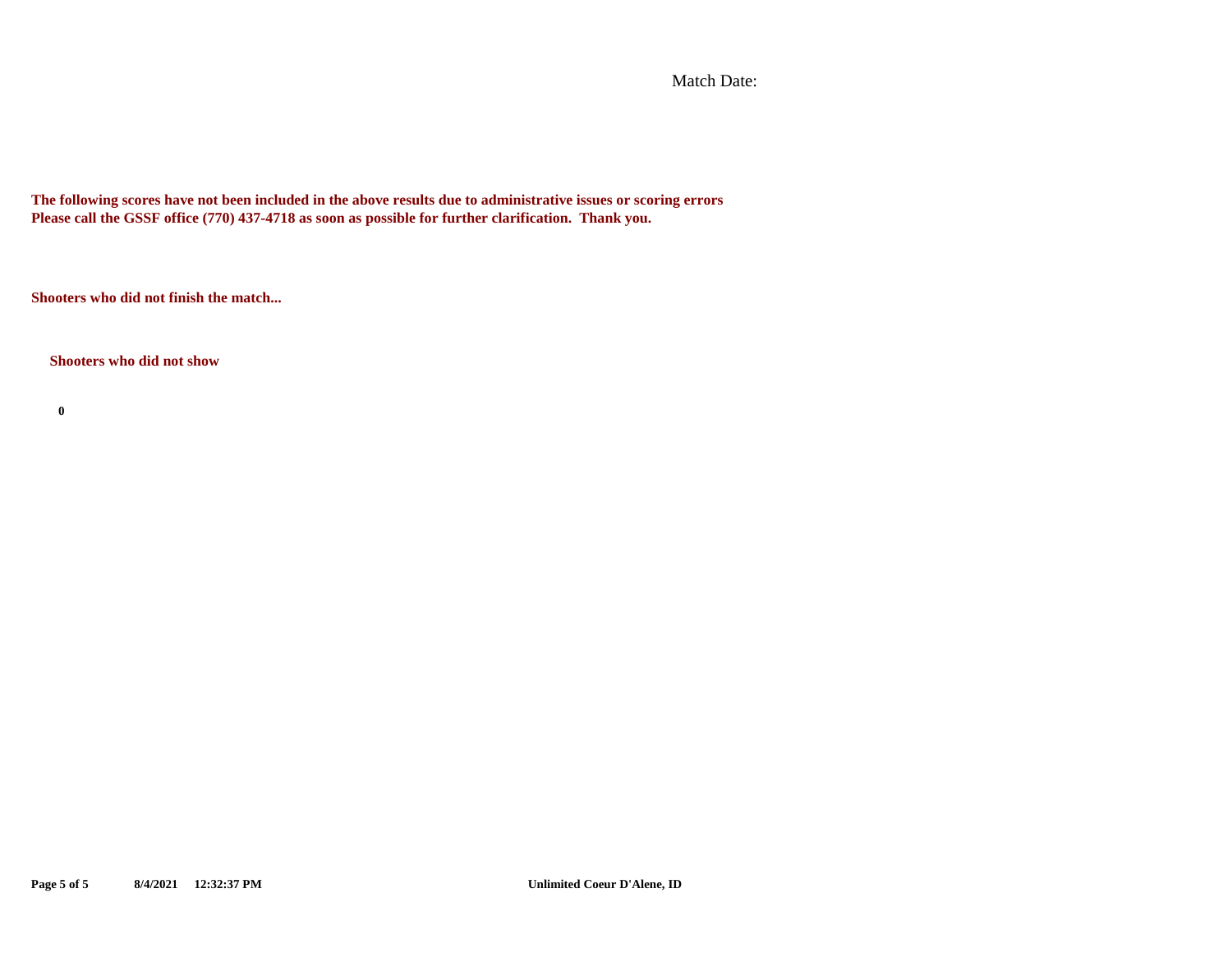Match Date:

**The following scores have not been included in the above results due to administrative issues or scoring errors**
**Please call the GSSF office (770) 437-4718 as soon as possible for further clarification. Thank you.**

**Shooters who did not finish the match...**

**Shooters who did not show**

**0**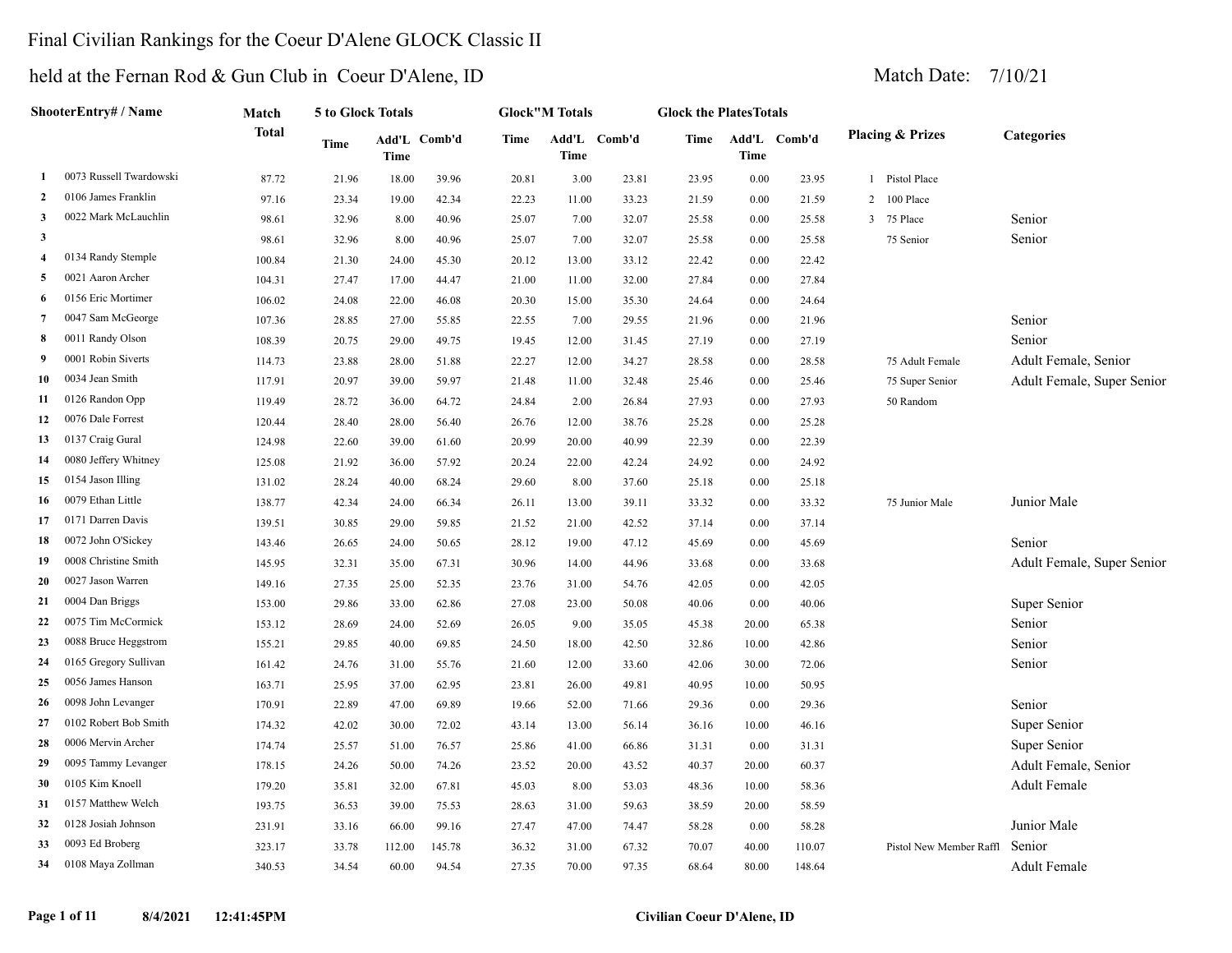# Final Civilian Rankings for the Coeur D'Alene GLOCK Classic II

## held at the Fernan Rod & Gun Club in Coeur D'Alene, ID

Match Date: 7/10/21

| | ShooterEntry# / Name | Match Total | 5 to Glock Totals | | | Glock"M Totals | | | Glock the PlatesTotals | | | Placing & Prizes | Categories |
|---|---|---|---|---|---|---|---|---|---|---|---|---|---|
| | | | Time | Add'L Time | Comb'd | Time | Add'L Time | Comb'd | Time | Add'L Time | Comb'd | | |
| 1 | 0073 Russell Twardowski | 87.72 | 21.96 | 18.00 | 39.96 | 20.81 | 3.00 | 23.81 | 23.95 | 0.00 | 23.95 | 1 Pistol Place | |
| 2 | 0106 James Franklin | 97.16 | 23.34 | 19.00 | 42.34 | 22.23 | 11.00 | 33.23 | 21.59 | 0.00 | 21.59 | 2 100 Place | |
| 3 | 0022 Mark McLauchlin | 98.61 | 32.96 | 8.00 | 40.96 | 25.07 | 7.00 | 32.07 | 25.58 | 0.00 | 25.58 | 3 75 Place | Senior |
| 3 | | 98.61 | 32.96 | 8.00 | 40.96 | 25.07 | 7.00 | 32.07 | 25.58 | 0.00 | 25.58 | 75 Senior | Senior |
| 4 | 0134 Randy Stemple | 100.84 | 21.30 | 24.00 | 45.30 | 20.12 | 13.00 | 33.12 | 22.42 | 0.00 | 22.42 | | |
| 5 | 0021 Aaron Archer | 104.31 | 27.47 | 17.00 | 44.47 | 21.00 | 11.00 | 32.00 | 27.84 | 0.00 | 27.84 | | |
| 6 | 0156 Eric Mortimer | 106.02 | 24.08 | 22.00 | 46.08 | 20.30 | 15.00 | 35.30 | 24.64 | 0.00 | 24.64 | | |
| 7 | 0047 Sam McGeorge | 107.36 | 28.85 | 27.00 | 55.85 | 22.55 | 7.00 | 29.55 | 21.96 | 0.00 | 21.96 | | Senior |
| 8 | 0011 Randy Olson | 108.39 | 20.75 | 29.00 | 49.75 | 19.45 | 12.00 | 31.45 | 27.19 | 0.00 | 27.19 | | Senior |
| 9 | 0001 Robin Siverts | 114.73 | 23.88 | 28.00 | 51.88 | 22.27 | 12.00 | 34.27 | 28.58 | 0.00 | 28.58 | 75 Adult Female | Adult Female, Senior |
| 10 | 0034 Jean Smith | 117.91 | 20.97 | 39.00 | 59.97 | 21.48 | 11.00 | 32.48 | 25.46 | 0.00 | 25.46 | 75 Super Senior | Adult Female, Super Senior |
| 11 | 0126 Randon Opp | 119.49 | 28.72 | 36.00 | 64.72 | 24.84 | 2.00 | 26.84 | 27.93 | 0.00 | 27.93 | 50 Random | |
| 12 | 0076 Dale Forrest | 120.44 | 28.40 | 28.00 | 56.40 | 26.76 | 12.00 | 38.76 | 25.28 | 0.00 | 25.28 | | |
| 13 | 0137 Craig Gural | 124.98 | 22.60 | 39.00 | 61.60 | 20.99 | 20.00 | 40.99 | 22.39 | 0.00 | 22.39 | | |
| 14 | 0080 Jeffery Whitney | 125.08 | 21.92 | 36.00 | 57.92 | 20.24 | 22.00 | 42.24 | 24.92 | 0.00 | 24.92 | | |
| 15 | 0154 Jason Illing | 131.02 | 28.24 | 40.00 | 68.24 | 29.60 | 8.00 | 37.60 | 25.18 | 0.00 | 25.18 | | |
| 16 | 0079 Ethan Little | 138.77 | 42.34 | 24.00 | 66.34 | 26.11 | 13.00 | 39.11 | 33.32 | 0.00 | 33.32 | 75 Junior Male | Junior Male |
| 17 | 0171 Darren Davis | 139.51 | 30.85 | 29.00 | 59.85 | 21.52 | 21.00 | 42.52 | 37.14 | 0.00 | 37.14 | | |
| 18 | 0072 John O'Sickey | 143.46 | 26.65 | 24.00 | 50.65 | 28.12 | 19.00 | 47.12 | 45.69 | 0.00 | 45.69 | | Senior |
| 19 | 0008 Christine Smith | 145.95 | 32.31 | 35.00 | 67.31 | 30.96 | 14.00 | 44.96 | 33.68 | 0.00 | 33.68 | | Adult Female, Super Senior |
| 20 | 0027 Jason Warren | 149.16 | 27.35 | 25.00 | 52.35 | 23.76 | 31.00 | 54.76 | 42.05 | 0.00 | 42.05 | | |
| 21 | 0004 Dan Briggs | 153.00 | 29.86 | 33.00 | 62.86 | 27.08 | 23.00 | 50.08 | 40.06 | 0.00 | 40.06 | | Super Senior |
| 22 | 0075 Tim McCormick | 153.12 | 28.69 | 24.00 | 52.69 | 26.05 | 9.00 | 35.05 | 45.38 | 20.00 | 65.38 | | Senior |
| 23 | 0088 Bruce Heggstrom | 155.21 | 29.85 | 40.00 | 69.85 | 24.50 | 18.00 | 42.50 | 32.86 | 10.00 | 42.86 | | Senior |
| 24 | 0165 Gregory Sullivan | 161.42 | 24.76 | 31.00 | 55.76 | 21.60 | 12.00 | 33.60 | 42.06 | 30.00 | 72.06 | | Senior |
| 25 | 0056 James Hanson | 163.71 | 25.95 | 37.00 | 62.95 | 23.81 | 26.00 | 49.81 | 40.95 | 10.00 | 50.95 | | |
| 26 | 0098 John Levanger | 170.91 | 22.89 | 47.00 | 69.89 | 19.66 | 52.00 | 71.66 | 29.36 | 0.00 | 29.36 | | Senior |
| 27 | 0102 Robert Bob Smith | 174.32 | 42.02 | 30.00 | 72.02 | 43.14 | 13.00 | 56.14 | 36.16 | 10.00 | 46.16 | | Super Senior |
| 28 | 0006 Mervin Archer | 174.74 | 25.57 | 51.00 | 76.57 | 25.86 | 41.00 | 66.86 | 31.31 | 0.00 | 31.31 | | Super Senior |
| 29 | 0095 Tammy Levanger | 178.15 | 24.26 | 50.00 | 74.26 | 23.52 | 20.00 | 43.52 | 40.37 | 20.00 | 60.37 | | Adult Female, Senior |
| 30 | 0105 Kim Knoell | 179.20 | 35.81 | 32.00 | 67.81 | 45.03 | 8.00 | 53.03 | 48.36 | 10.00 | 58.36 | | Adult Female |
| 31 | 0157 Matthew Welch | 193.75 | 36.53 | 39.00 | 75.53 | 28.63 | 31.00 | 59.63 | 38.59 | 20.00 | 58.59 | | |
| 32 | 0128 Josiah Johnson | 231.91 | 33.16 | 66.00 | 99.16 | 27.47 | 47.00 | 74.47 | 58.28 | 0.00 | 58.28 | | Junior Male |
| 33 | 0093 Ed Broberg | 323.17 | 33.78 | 112.00 | 145.78 | 36.32 | 31.00 | 67.32 | 70.07 | 40.00 | 110.07 | Pistol New Member Raffl | Senior |
| 34 | 0108 Maya Zollman | 340.53 | 34.54 | 60.00 | 94.54 | 27.35 | 70.00 | 97.35 | 68.64 | 80.00 | 148.64 | | Adult Female |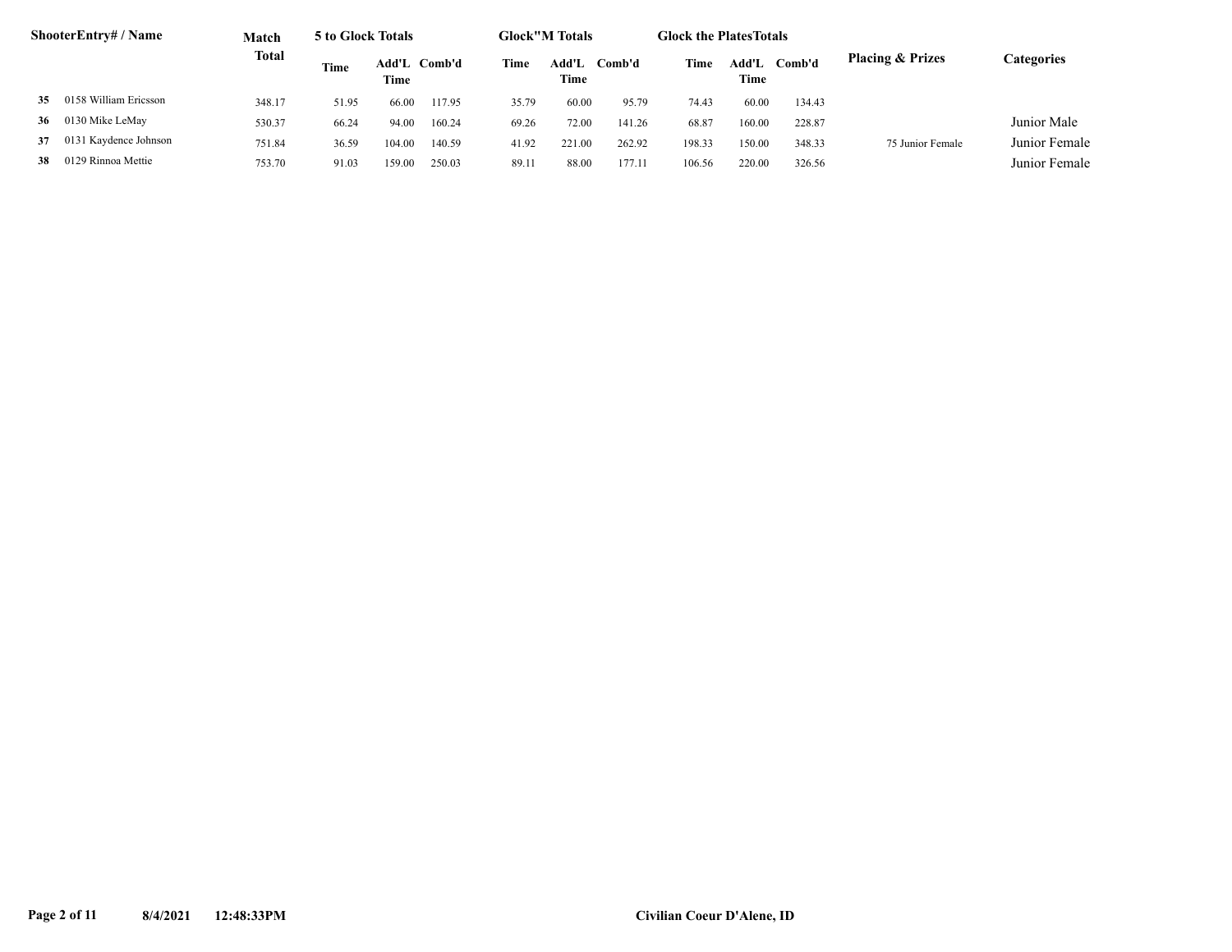| Shooter | Entry# / Name | Match Total | 5 to Glock Totals | | | Glock"M Totals | | | Glock the Plates Totals | | | Placing & Prizes | Categories |
|---|---|---|---|---|---|---|---|---|---|---|---|---|---|
| | | | Time | Add'L Time | Comb'd | Time | Add'L Time | Comb'd | Time | Add'L Time | Comb'd | | |
| 35 | 0158 William Ericsson | 348.17 | 51.95 | 66.00 | 117.95 | 35.79 | 60.00 | 95.79 | 74.43 | 60.00 | 134.43 | | |
| 36 | 0130 Mike LeMay | 530.37 | 66.24 | 94.00 | 160.24 | 69.26 | 72.00 | 141.26 | 68.87 | 160.00 | 228.87 | | Junior Male |
| 37 | 0131 Kaydence Johnson | 751.84 | 36.59 | 104.00 | 140.59 | 41.92 | 221.00 | 262.92 | 198.33 | 150.00 | 348.33 | 75 Junior Female | Junior Female |
| 38 | 0129 Rinnoa Mettie | 753.70 | 91.03 | 159.00 | 250.03 | 89.11 | 88.00 | 177.11 | 106.56 | 220.00 | 326.56 | | Junior Female |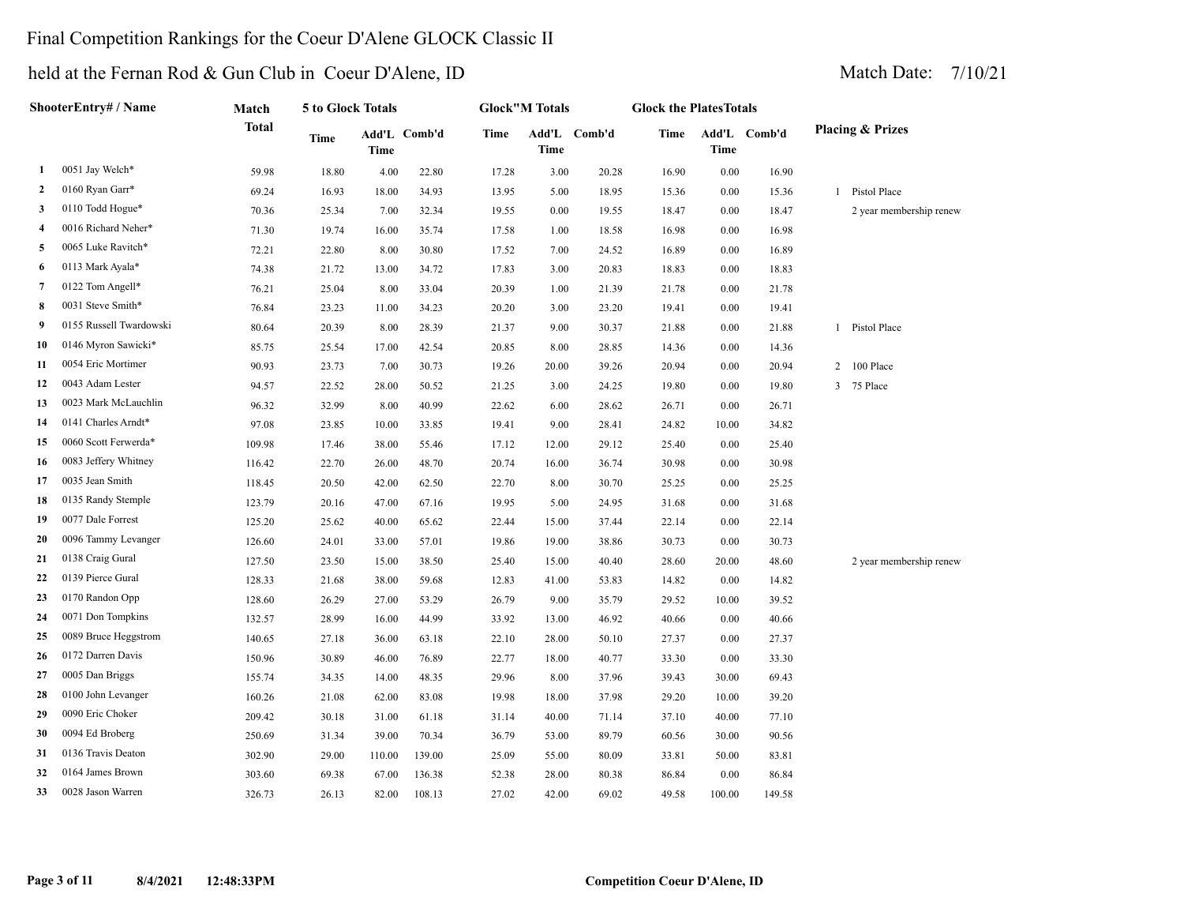# Final Competition Rankings for the Coeur D'Alene GLOCK Classic II

## held at the Fernan Rod & Gun Club in Coeur D'Alene, ID

Match Date: 7/10/21

| | ShooterEntry# / Name | Match Total | 5 to Glock Totals | | | Glock"M Totals | | | Glock the PlatesTotals | | | Placing & Prizes |
|---|---|---|---|---|---|---|---|---|---|---|---|---|
| | | | Time | Add'L Time | Comb'd | Time | Add'L Time | Comb'd | Time | Add'L Time | Comb'd | |
| 1 | 0051 Jay Welch* | 59.98 | 18.80 | 4.00 | 22.80 | 17.28 | 3.00 | 20.28 | 16.90 | 0.00 | 16.90 | |
| 2 | 0160 Ryan Garr* | 69.24 | 16.93 | 18.00 | 34.93 | 13.95 | 5.00 | 18.95 | 15.36 | 0.00 | 15.36 | 1 Pistol Place |
| 3 | 0110 Todd Hogue* | 70.36 | 25.34 | 7.00 | 32.34 | 19.55 | 0.00 | 19.55 | 18.47 | 0.00 | 18.47 | 2 year membership renew |
| 4 | 0016 Richard Neher* | 71.30 | 19.74 | 16.00 | 35.74 | 17.58 | 1.00 | 18.58 | 16.98 | 0.00 | 16.98 | |
| 5 | 0065 Luke Ravitch* | 72.21 | 22.80 | 8.00 | 30.80 | 17.52 | 7.00 | 24.52 | 16.89 | 0.00 | 16.89 | |
| 6 | 0113 Mark Ayala* | 74.38 | 21.72 | 13.00 | 34.72 | 17.83 | 3.00 | 20.83 | 18.83 | 0.00 | 18.83 | |
| 7 | 0122 Tom Angell* | 76.21 | 25.04 | 8.00 | 33.04 | 20.39 | 1.00 | 21.39 | 21.78 | 0.00 | 21.78 | |
| 8 | 0031 Steve Smith* | 76.84 | 23.23 | 11.00 | 34.23 | 20.20 | 3.00 | 23.20 | 19.41 | 0.00 | 19.41 | |
| 9 | 0155 Russell Twardowski | 80.64 | 20.39 | 8.00 | 28.39 | 21.37 | 9.00 | 30.37 | 21.88 | 0.00 | 21.88 | 1 Pistol Place |
| 10 | 0146 Myron Sawicki* | 85.75 | 25.54 | 17.00 | 42.54 | 20.85 | 8.00 | 28.85 | 14.36 | 0.00 | 14.36 | |
| 11 | 0054 Eric Mortimer | 90.93 | 23.73 | 7.00 | 30.73 | 19.26 | 20.00 | 39.26 | 20.94 | 0.00 | 20.94 | 2 100 Place |
| 12 | 0043 Adam Lester | 94.57 | 22.52 | 28.00 | 50.52 | 21.25 | 3.00 | 24.25 | 19.80 | 0.00 | 19.80 | 3 75 Place |
| 13 | 0023 Mark McLauchlin | 96.32 | 32.99 | 8.00 | 40.99 | 22.62 | 6.00 | 28.62 | 26.71 | 0.00 | 26.71 | |
| 14 | 0141 Charles Arndt* | 97.08 | 23.85 | 10.00 | 33.85 | 19.41 | 9.00 | 28.41 | 24.82 | 10.00 | 34.82 | |
| 15 | 0060 Scott Ferwerda* | 109.98 | 17.46 | 38.00 | 55.46 | 17.12 | 12.00 | 29.12 | 25.40 | 0.00 | 25.40 | |
| 16 | 0083 Jeffery Whitney | 116.42 | 22.70 | 26.00 | 48.70 | 20.74 | 16.00 | 36.74 | 30.98 | 0.00 | 30.98 | |
| 17 | 0035 Jean Smith | 118.45 | 20.50 | 42.00 | 62.50 | 22.70 | 8.00 | 30.70 | 25.25 | 0.00 | 25.25 | |
| 18 | 0135 Randy Stemple | 123.79 | 20.16 | 47.00 | 67.16 | 19.95 | 5.00 | 24.95 | 31.68 | 0.00 | 31.68 | |
| 19 | 0077 Dale Forrest | 125.20 | 25.62 | 40.00 | 65.62 | 22.44 | 15.00 | 37.44 | 22.14 | 0.00 | 22.14 | |
| 20 | 0096 Tammy Levanger | 126.60 | 24.01 | 33.00 | 57.01 | 19.86 | 19.00 | 38.86 | 30.73 | 0.00 | 30.73 | |
| 21 | 0138 Craig Gural | 127.50 | 23.50 | 15.00 | 38.50 | 25.40 | 15.00 | 40.40 | 28.60 | 20.00 | 48.60 | 2 year membership renew |
| 22 | 0139 Pierce Gural | 128.33 | 21.68 | 38.00 | 59.68 | 12.83 | 41.00 | 53.83 | 14.82 | 0.00 | 14.82 | |
| 23 | 0170 Randon Opp | 128.60 | 26.29 | 27.00 | 53.29 | 26.79 | 9.00 | 35.79 | 29.52 | 10.00 | 39.52 | |
| 24 | 0071 Don Tompkins | 132.57 | 28.99 | 16.00 | 44.99 | 33.92 | 13.00 | 46.92 | 40.66 | 0.00 | 40.66 | |
| 25 | 0089 Bruce Heggstrom | 140.65 | 27.18 | 36.00 | 63.18 | 22.10 | 28.00 | 50.10 | 27.37 | 0.00 | 27.37 | |
| 26 | 0172 Darren Davis | 150.96 | 30.89 | 46.00 | 76.89 | 22.77 | 18.00 | 40.77 | 33.30 | 0.00 | 33.30 | |
| 27 | 0005 Dan Briggs | 155.74 | 34.35 | 14.00 | 48.35 | 29.96 | 8.00 | 37.96 | 39.43 | 30.00 | 69.43 | |
| 28 | 0100 John Levanger | 160.26 | 21.08 | 62.00 | 83.08 | 19.98 | 18.00 | 37.98 | 29.20 | 10.00 | 39.20 | |
| 29 | 0090 Eric Choker | 209.42 | 30.18 | 31.00 | 61.18 | 31.14 | 40.00 | 71.14 | 37.10 | 40.00 | 77.10 | |
| 30 | 0094 Ed Broberg | 250.69 | 31.34 | 39.00 | 70.34 | 36.79 | 53.00 | 89.79 | 60.56 | 30.00 | 90.56 | |
| 31 | 0136 Travis Deaton | 302.90 | 29.00 | 110.00 | 139.00 | 25.09 | 55.00 | 80.09 | 33.81 | 50.00 | 83.81 | |
| 32 | 0164 James Brown | 303.60 | 69.38 | 67.00 | 136.38 | 52.38 | 28.00 | 80.38 | 86.84 | 0.00 | 86.84 | |
| 33 | 0028 Jason Warren | 326.73 | 26.13 | 82.00 | 108.13 | 27.02 | 42.00 | 69.02 | 49.58 | 100.00 | 149.58 | |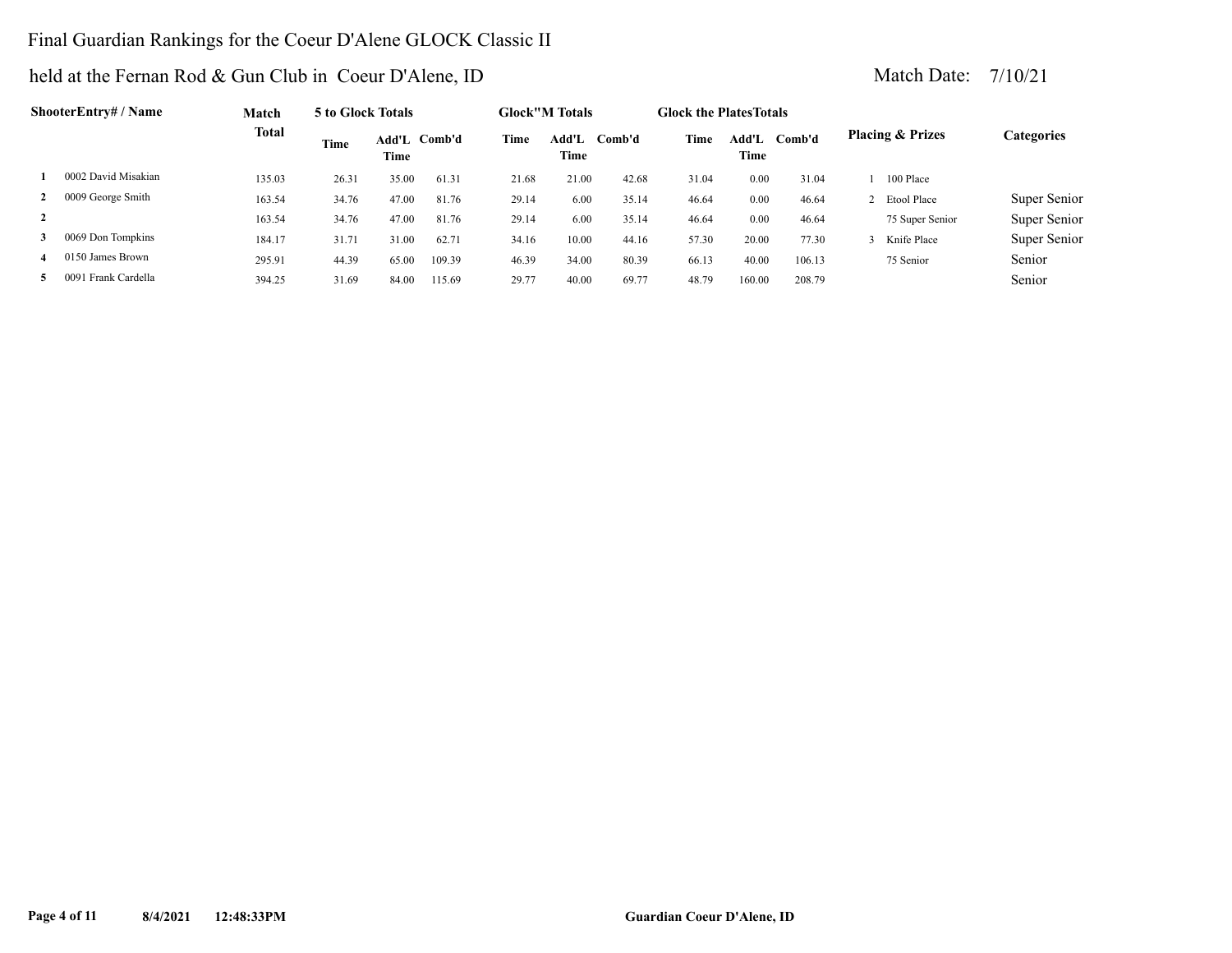# Final Guardian Rankings for the Coeur D'Alene GLOCK Classic II

held at the Fernan Rod & Gun Club in Coeur D'Alene, ID

Match Date: 7/10/21

| | ShooterEntry# / Name | Match Total | 5 to Glock Totals | | | Glock"M Totals | | | Glock the PlatesTotals | | | Placing & Prizes | Categories |
|---|---|---|---|---|---|---|---|---|---|---|---|---|---|
| | | | Time | Add'L Time | Comb'd | Time | Add'L Time | Comb'd | Time | Add'L Time | Comb'd | | |
| 1 | 0002 David Misakian | 135.03 | 26.31 | 35.00 | 61.31 | 21.68 | 21.00 | 42.68 | 31.04 | 0.00 | 31.04 | 1 100 Place | |
| 2 | 0009 George Smith | 163.54 | 34.76 | 47.00 | 81.76 | 29.14 | 6.00 | 35.14 | 46.64 | 0.00 | 46.64 | 2 Etool Place | Super Senior |
| 2 | | 163.54 | 34.76 | 47.00 | 81.76 | 29.14 | 6.00 | 35.14 | 46.64 | 0.00 | 46.64 | 75 Super Senior | Super Senior |
| 3 | 0069 Don Tompkins | 184.17 | 31.71 | 31.00 | 62.71 | 34.16 | 10.00 | 44.16 | 57.30 | 20.00 | 77.30 | 3 Knife Place | Super Senior |
| 4 | 0150 James Brown | 295.91 | 44.39 | 65.00 | 109.39 | 46.39 | 34.00 | 80.39 | 66.13 | 40.00 | 106.13 | 75 Senior | Senior |
| 5 | 0091 Frank Cardella | 394.25 | 31.69 | 84.00 | 115.69 | 29.77 | 40.00 | 69.77 | 48.79 | 160.00 | 208.79 | | Senior |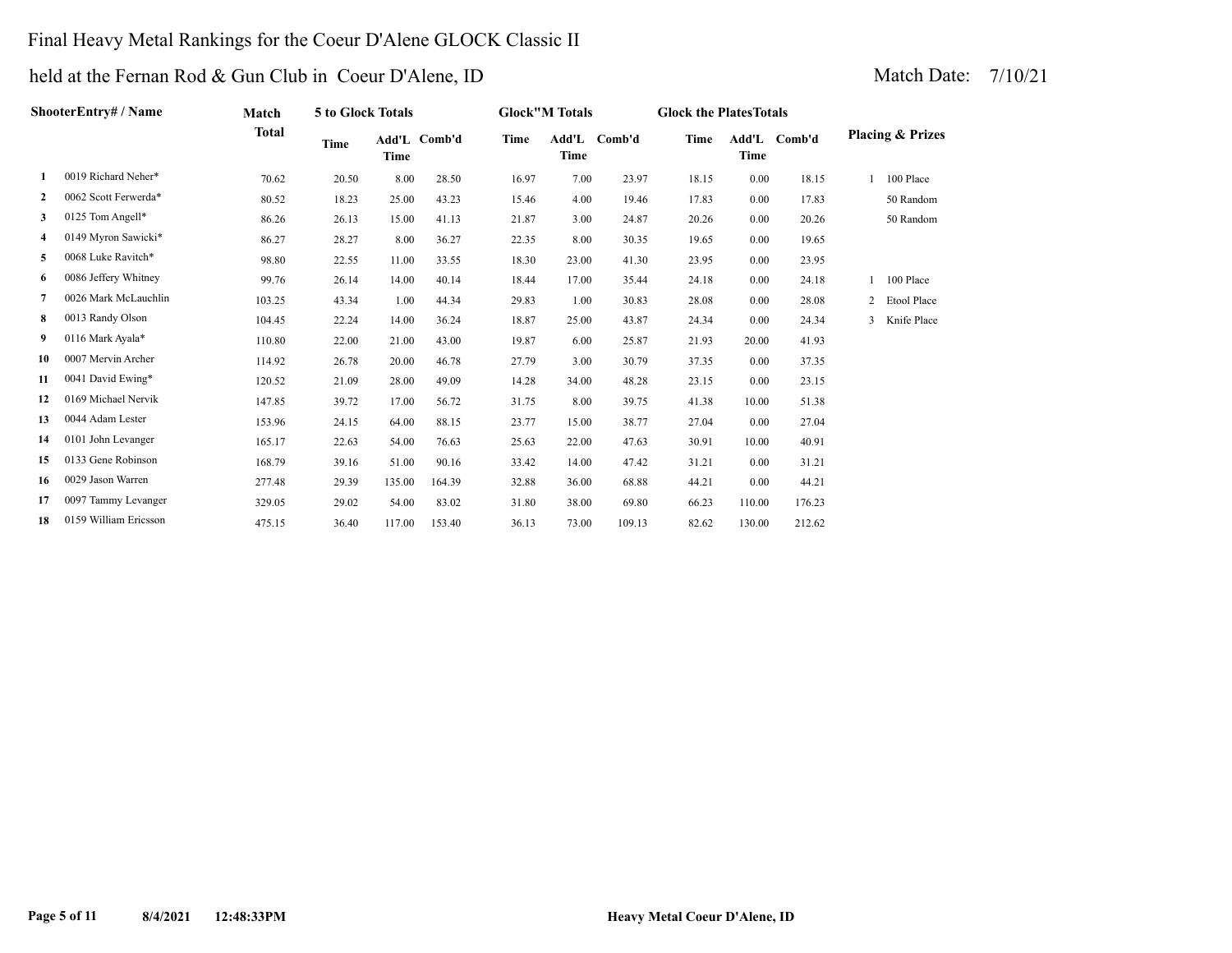# Final Heavy Metal Rankings for the Coeur D'Alene GLOCK Classic II

## held at the Fernan Rod & Gun Club in Coeur D'Alene, ID

Match Date: 7/10/21

| | ShooterEntry# / Name | Match Total | 5 to Glock Totals | | | Glock"M Totals | | | Glock the PlatesTotals | | | Placing & Prizes | |
|---|---|---|---|---|---|---|---|---|---|---|---|---|---|
| | | | Time | Add'L Time | Comb'd | Time | Add'L Time | Comb'd | Time | Add'L Time | Comb'd | | |
| 1 | 0019 Richard Neher* | 70.62 | 20.50 | 8.00 | 28.50 | 16.97 | 7.00 | 23.97 | 18.15 | 0.00 | 18.15 | 1 | 100 Place |
| 2 | 0062 Scott Ferwerda* | 80.52 | 18.23 | 25.00 | 43.23 | 15.46 | 4.00 | 19.46 | 17.83 | 0.00 | 17.83 | | 50 Random |
| 3 | 0125 Tom Angell* | 86.26 | 26.13 | 15.00 | 41.13 | 21.87 | 3.00 | 24.87 | 20.26 | 0.00 | 20.26 | | 50 Random |
| 4 | 0149 Myron Sawicki* | 86.27 | 28.27 | 8.00 | 36.27 | 22.35 | 8.00 | 30.35 | 19.65 | 0.00 | 19.65 | | |
| 5 | 0068 Luke Ravitch* | 98.80 | 22.55 | 11.00 | 33.55 | 18.30 | 23.00 | 41.30 | 23.95 | 0.00 | 23.95 | | |
| 6 | 0086 Jeffery Whitney | 99.76 | 26.14 | 14.00 | 40.14 | 18.44 | 17.00 | 35.44 | 24.18 | 0.00 | 24.18 | 1 | 100 Place |
| 7 | 0026 Mark McLauchlin | 103.25 | 43.34 | 1.00 | 44.34 | 29.83 | 1.00 | 30.83 | 28.08 | 0.00 | 28.08 | 2 | Etool Place |
| 8 | 0013 Randy Olson | 104.45 | 22.24 | 14.00 | 36.24 | 18.87 | 25.00 | 43.87 | 24.34 | 0.00 | 24.34 | 3 | Knife Place |
| 9 | 0116 Mark Ayala* | 110.80 | 22.00 | 21.00 | 43.00 | 19.87 | 6.00 | 25.87 | 21.93 | 20.00 | 41.93 | | |
| 10 | 0007 Mervin Archer | 114.92 | 26.78 | 20.00 | 46.78 | 27.79 | 3.00 | 30.79 | 37.35 | 0.00 | 37.35 | | |
| 11 | 0041 David Ewing* | 120.52 | 21.09 | 28.00 | 49.09 | 14.28 | 34.00 | 48.28 | 23.15 | 0.00 | 23.15 | | |
| 12 | 0169 Michael Nervik | 147.85 | 39.72 | 17.00 | 56.72 | 31.75 | 8.00 | 39.75 | 41.38 | 10.00 | 51.38 | | |
| 13 | 0044 Adam Lester | 153.96 | 24.15 | 64.00 | 88.15 | 23.77 | 15.00 | 38.77 | 27.04 | 0.00 | 27.04 | | |
| 14 | 0101 John Levanger | 165.17 | 22.63 | 54.00 | 76.63 | 25.63 | 22.00 | 47.63 | 30.91 | 10.00 | 40.91 | | |
| 15 | 0133 Gene Robinson | 168.79 | 39.16 | 51.00 | 90.16 | 33.42 | 14.00 | 47.42 | 31.21 | 0.00 | 31.21 | | |
| 16 | 0029 Jason Warren | 277.48 | 29.39 | 135.00 | 164.39 | 32.88 | 36.00 | 68.88 | 44.21 | 0.00 | 44.21 | | |
| 17 | 0097 Tammy Levanger | 329.05 | 29.02 | 54.00 | 83.02 | 31.80 | 38.00 | 69.80 | 66.23 | 110.00 | 176.23 | | |
| 18 | 0159 William Ericsson | 475.15 | 36.40 | 117.00 | 153.40 | 36.13 | 73.00 | 109.13 | 82.62 | 130.00 | 212.62 | | |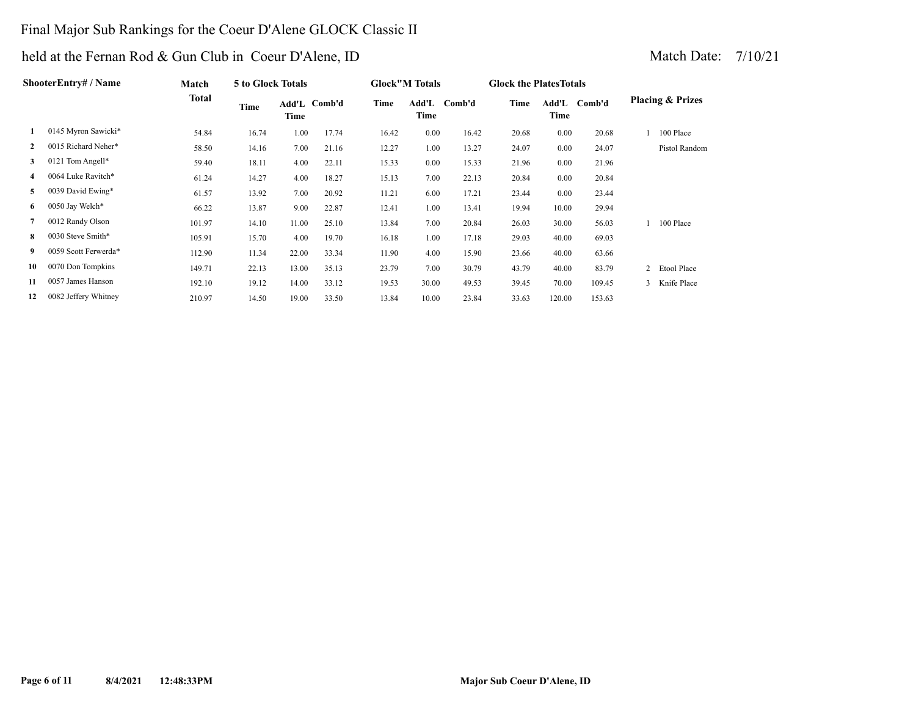# Final Major Sub Rankings for the Coeur D'Alene GLOCK Classic II

## held at the Fernan Rod & Gun Club in Coeur D'Alene, ID

Match Date: 7/10/21

| | ShooterEntry# / Name | Match Total | 5 to Glock Totals | | | Glock"M Totals | | | Glock the PlatesTotals | | | Placing & Prizes |
|---|---|---|---|---|---|---|---|---|---|---|---|---|
| | | | Time | Add'L Time | Comb'd | Time | Add'L Time | Comb'd | Time | Add'L Time | Comb'd | |
| 1 | 0145 Myron Sawicki* | 54.84 | 16.74 | 1.00 | 17.74 | 16.42 | 0.00 | 16.42 | 20.68 | 0.00 | 20.68 | 1 100 Place |
| 2 | 0015 Richard Neher* | 58.50 | 14.16 | 7.00 | 21.16 | 12.27 | 1.00 | 13.27 | 24.07 | 0.00 | 24.07 | Pistol Random |
| 3 | 0121 Tom Angell* | 59.40 | 18.11 | 4.00 | 22.11 | 15.33 | 0.00 | 15.33 | 21.96 | 0.00 | 21.96 | |
| 4 | 0064 Luke Ravitch* | 61.24 | 14.27 | 4.00 | 18.27 | 15.13 | 7.00 | 22.13 | 20.84 | 0.00 | 20.84 | |
| 5 | 0039 David Ewing* | 61.57 | 13.92 | 7.00 | 20.92 | 11.21 | 6.00 | 17.21 | 23.44 | 0.00 | 23.44 | |
| 6 | 0050 Jay Welch* | 66.22 | 13.87 | 9.00 | 22.87 | 12.41 | 1.00 | 13.41 | 19.94 | 10.00 | 29.94 | |
| 7 | 0012 Randy Olson | 101.97 | 14.10 | 11.00 | 25.10 | 13.84 | 7.00 | 20.84 | 26.03 | 30.00 | 56.03 | 1 100 Place |
| 8 | 0030 Steve Smith* | 105.91 | 15.70 | 4.00 | 19.70 | 16.18 | 1.00 | 17.18 | 29.03 | 40.00 | 69.03 | |
| 9 | 0059 Scott Ferwerda* | 112.90 | 11.34 | 22.00 | 33.34 | 11.90 | 4.00 | 15.90 | 23.66 | 40.00 | 63.66 | |
| 10 | 0070 Don Tompkins | 149.71 | 22.13 | 13.00 | 35.13 | 23.79 | 7.00 | 30.79 | 43.79 | 40.00 | 83.79 | 2 Etool Place |
| 11 | 0057 James Hanson | 192.10 | 19.12 | 14.00 | 33.12 | 19.53 | 30.00 | 49.53 | 39.45 | 70.00 | 109.45 | 3 Knife Place |
| 12 | 0082 Jeffery Whitney | 210.97 | 14.50 | 19.00 | 33.50 | 13.84 | 10.00 | 23.84 | 33.63 | 120.00 | 153.63 | |

8/4/2021 12:48:33PM Major Sub Coeur D'Alene, ID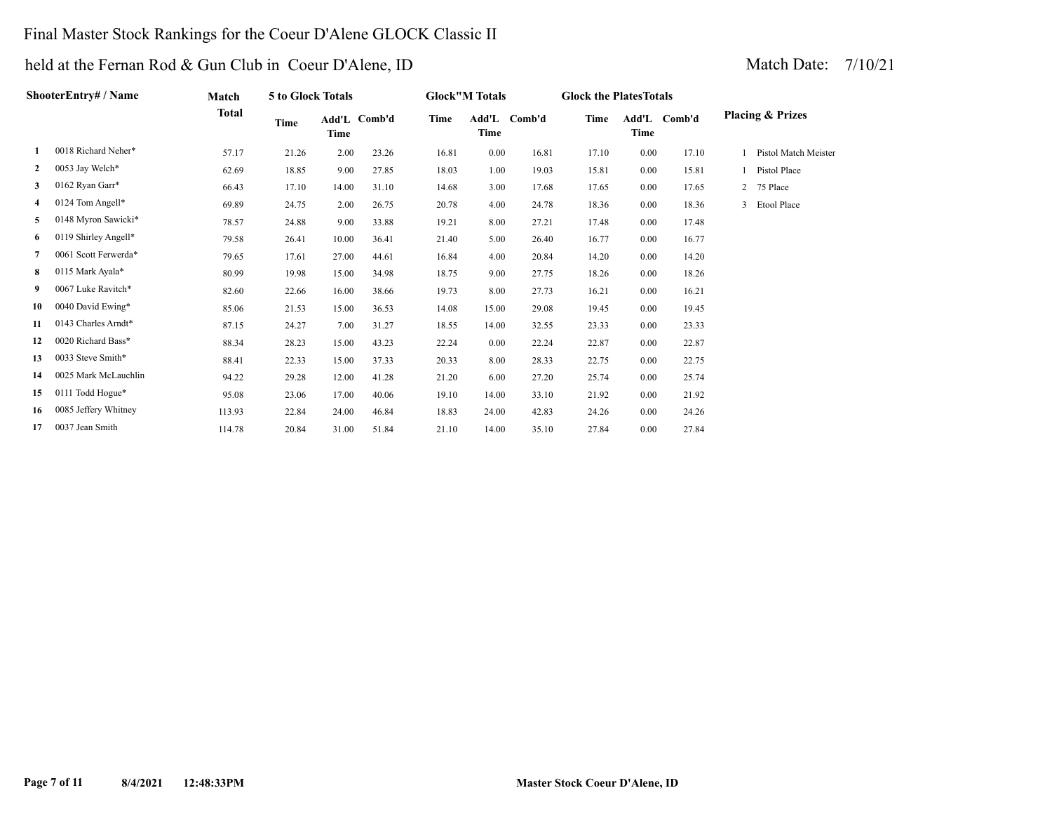# Final Master Stock Rankings for the Coeur D'Alene GLOCK Classic II

## held at the Fernan Rod & Gun Club in Coeur D'Alene, ID

Match Date: 7/10/21

| | ShooterEntry# / Name | Match Total | 5 to Glock Totals | | | Glock"M Totals | | | Glock the PlatesTotals | | | Placing & Prizes |
|---|---|---|---|---|---|---|---|---|---|---|---|---|
| | | | Time | Add'L Time | Comb'd | Time | Add'L Time | Comb'd | Time | Add'L Time | Comb'd | |
| 1 | 0018 Richard Neher* | 57.17 | 21.26 | 2.00 | 23.26 | 16.81 | 0.00 | 16.81 | 17.10 | 0.00 | 17.10 | 1 Pistol Match Meister |
| 2 | 0053 Jay Welch* | 62.69 | 18.85 | 9.00 | 27.85 | 18.03 | 1.00 | 19.03 | 15.81 | 0.00 | 15.81 | 1 Pistol Place |
| 3 | 0162 Ryan Garr* | 66.43 | 17.10 | 14.00 | 31.10 | 14.68 | 3.00 | 17.68 | 17.65 | 0.00 | 17.65 | 2 75 Place |
| 4 | 0124 Tom Angell* | 69.89 | 24.75 | 2.00 | 26.75 | 20.78 | 4.00 | 24.78 | 18.36 | 0.00 | 18.36 | 3 Etool Place |
| 5 | 0148 Myron Sawicki* | 78.57 | 24.88 | 9.00 | 33.88 | 19.21 | 8.00 | 27.21 | 17.48 | 0.00 | 17.48 | |
| 6 | 0119 Shirley Angell* | 79.58 | 26.41 | 10.00 | 36.41 | 21.40 | 5.00 | 26.40 | 16.77 | 0.00 | 16.77 | |
| 7 | 0061 Scott Ferwerda* | 79.65 | 17.61 | 27.00 | 44.61 | 16.84 | 4.00 | 20.84 | 14.20 | 0.00 | 14.20 | |
| 8 | 0115 Mark Ayala* | 80.99 | 19.98 | 15.00 | 34.98 | 18.75 | 9.00 | 27.75 | 18.26 | 0.00 | 18.26 | |
| 9 | 0067 Luke Ravitch* | 82.60 | 22.66 | 16.00 | 38.66 | 19.73 | 8.00 | 27.73 | 16.21 | 0.00 | 16.21 | |
| 10 | 0040 David Ewing* | 85.06 | 21.53 | 15.00 | 36.53 | 14.08 | 15.00 | 29.08 | 19.45 | 0.00 | 19.45 | |
| 11 | 0143 Charles Arndt* | 87.15 | 24.27 | 7.00 | 31.27 | 18.55 | 14.00 | 32.55 | 23.33 | 0.00 | 23.33 | |
| 12 | 0020 Richard Bass* | 88.34 | 28.23 | 15.00 | 43.23 | 22.24 | 0.00 | 22.24 | 22.87 | 0.00 | 22.87 | |
| 13 | 0033 Steve Smith* | 88.41 | 22.33 | 15.00 | 37.33 | 20.33 | 8.00 | 28.33 | 22.75 | 0.00 | 22.75 | |
| 14 | 0025 Mark McLauchlin | 94.22 | 29.28 | 12.00 | 41.28 | 21.20 | 6.00 | 27.20 | 25.74 | 0.00 | 25.74 | |
| 15 | 0111 Todd Hogue* | 95.08 | 23.06 | 17.00 | 40.06 | 19.10 | 14.00 | 33.10 | 21.92 | 0.00 | 21.92 | |
| 16 | 0085 Jeffery Whitney | 113.93 | 22.84 | 24.00 | 46.84 | 18.83 | 24.00 | 42.83 | 24.26 | 0.00 | 24.26 | |
| 17 | 0037 Jean Smith | 114.78 | 20.84 | 31.00 | 51.84 | 21.10 | 14.00 | 35.10 | 27.84 | 0.00 | 27.84 | |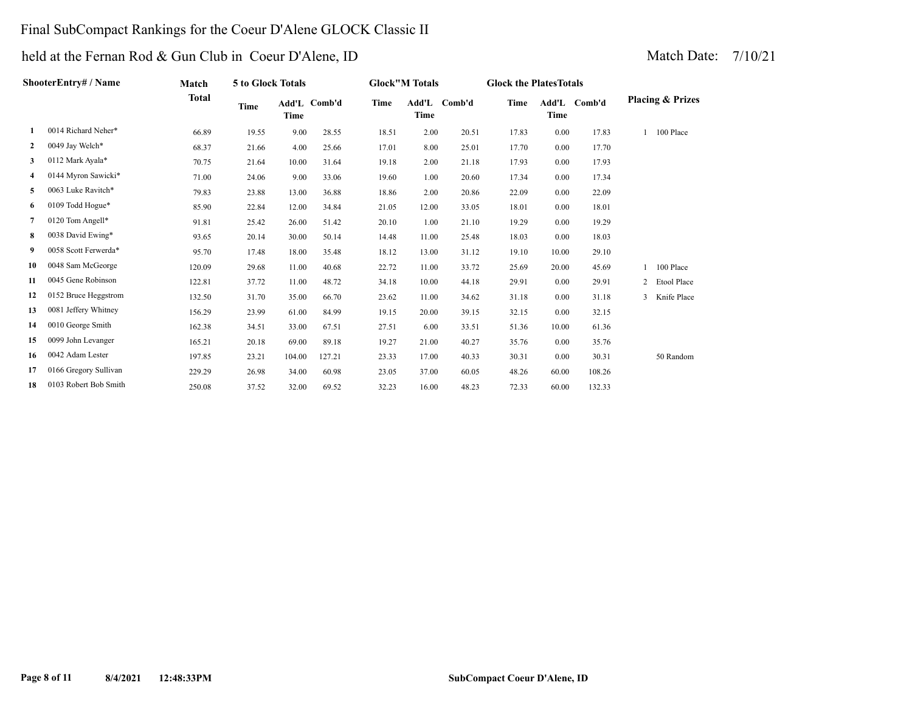# Final SubCompact Rankings for the Coeur D'Alene GLOCK Classic II

held at the Fernan Rod & Gun Club in Coeur D'Alene, ID

Match Date: 7/10/21

| | ShooterEntry# / Name | Match Total | 5 to Glock Totals | | | Glock"M Totals | | | Glock the PlatesTotals | | | Placing & Prizes |
|---|---|---|---|---|---|---|---|---|---|---|---|---|
| | | | Time | Add'L Time | Comb'd | Time | Add'L Time | Comb'd | Time | Add'L Time | Comb'd | |
| 1 | 0014 Richard Neher* | 66.89 | 19.55 | 9.00 | 28.55 | 18.51 | 2.00 | 20.51 | 17.83 | 0.00 | 17.83 | 1 100 Place |
| 2 | 0049 Jay Welch* | 68.37 | 21.66 | 4.00 | 25.66 | 17.01 | 8.00 | 25.01 | 17.70 | 0.00 | 17.70 | |
| 3 | 0112 Mark Ayala* | 70.75 | 21.64 | 10.00 | 31.64 | 19.18 | 2.00 | 21.18 | 17.93 | 0.00 | 17.93 | |
| 4 | 0144 Myron Sawicki* | 71.00 | 24.06 | 9.00 | 33.06 | 19.60 | 1.00 | 20.60 | 17.34 | 0.00 | 17.34 | |
| 5 | 0063 Luke Ravitch* | 79.83 | 23.88 | 13.00 | 36.88 | 18.86 | 2.00 | 20.86 | 22.09 | 0.00 | 22.09 | |
| 6 | 0109 Todd Hogue* | 85.90 | 22.84 | 12.00 | 34.84 | 21.05 | 12.00 | 33.05 | 18.01 | 0.00 | 18.01 | |
| 7 | 0120 Tom Angell* | 91.81 | 25.42 | 26.00 | 51.42 | 20.10 | 1.00 | 21.10 | 19.29 | 0.00 | 19.29 | |
| 8 | 0038 David Ewing* | 93.65 | 20.14 | 30.00 | 50.14 | 14.48 | 11.00 | 25.48 | 18.03 | 0.00 | 18.03 | |
| 9 | 0058 Scott Ferwerda* | 95.70 | 17.48 | 18.00 | 35.48 | 18.12 | 13.00 | 31.12 | 19.10 | 10.00 | 29.10 | |
| 10 | 0048 Sam McGeorge | 120.09 | 29.68 | 11.00 | 40.68 | 22.72 | 11.00 | 33.72 | 25.69 | 20.00 | 45.69 | 1 100 Place |
| 11 | 0045 Gene Robinson | 122.81 | 37.72 | 11.00 | 48.72 | 34.18 | 10.00 | 44.18 | 29.91 | 0.00 | 29.91 | 2 Etool Place |
| 12 | 0152 Bruce Heggstrom | 132.50 | 31.70 | 35.00 | 66.70 | 23.62 | 11.00 | 34.62 | 31.18 | 0.00 | 31.18 | 3 Knife Place |
| 13 | 0081 Jeffery Whitney | 156.29 | 23.99 | 61.00 | 84.99 | 19.15 | 20.00 | 39.15 | 32.15 | 0.00 | 32.15 | |
| 14 | 0010 George Smith | 162.38 | 34.51 | 33.00 | 67.51 | 27.51 | 6.00 | 33.51 | 51.36 | 10.00 | 61.36 | |
| 15 | 0099 John Levanger | 165.21 | 20.18 | 69.00 | 89.18 | 19.27 | 21.00 | 40.27 | 35.76 | 0.00 | 35.76 | |
| 16 | 0042 Adam Lester | 197.85 | 23.21 | 104.00 | 127.21 | 23.33 | 17.00 | 40.33 | 30.31 | 0.00 | 30.31 | 50 Random |
| 17 | 0166 Gregory Sullivan | 229.29 | 26.98 | 34.00 | 60.98 | 23.05 | 37.00 | 60.05 | 48.26 | 60.00 | 108.26 | |
| 18 | 0103 Robert Bob Smith | 250.08 | 37.52 | 32.00 | 69.52 | 32.23 | 16.00 | 48.23 | 72.33 | 60.00 | 132.33 | |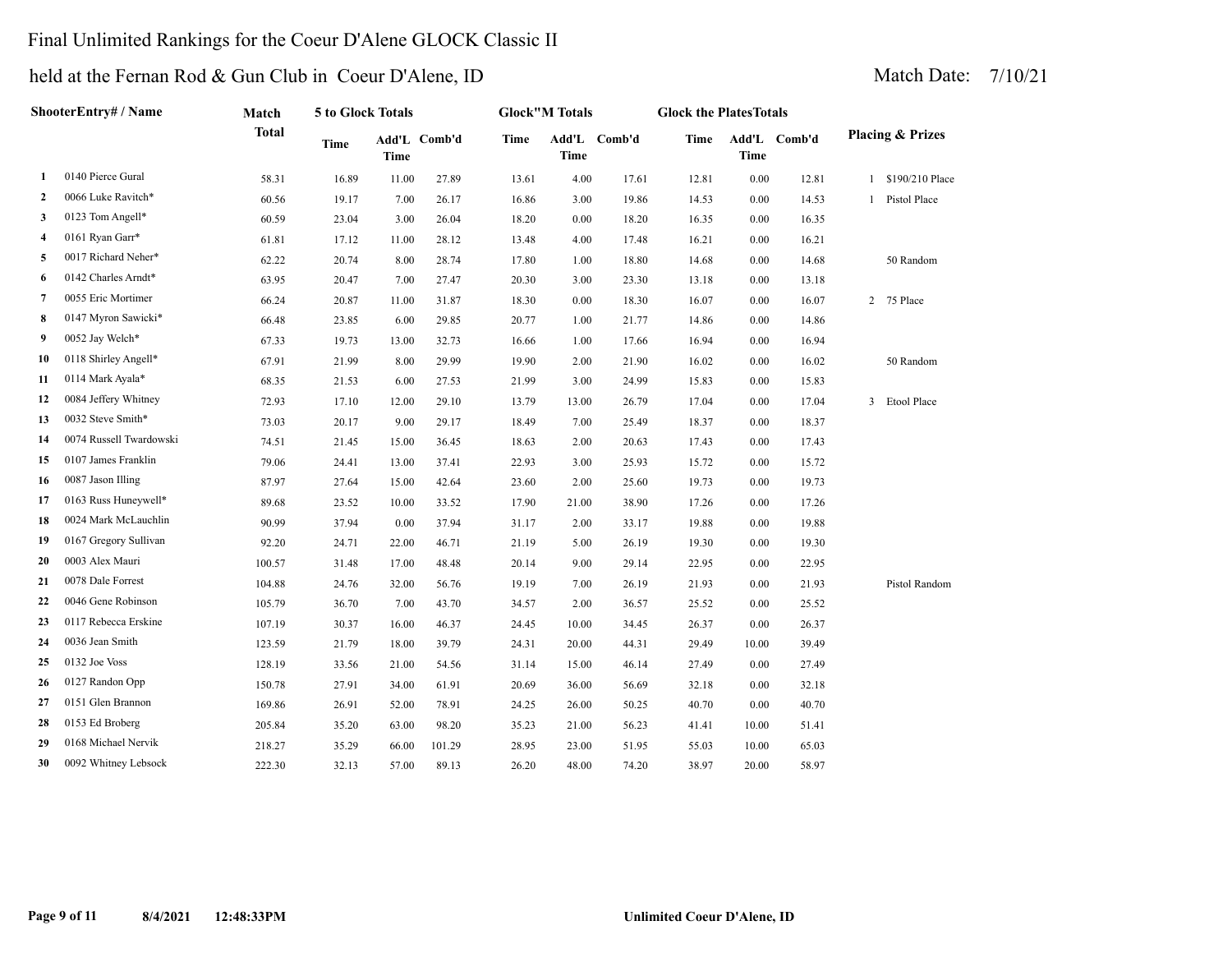# Final Unlimited Rankings for the Coeur D'Alene GLOCK Classic II

## held at the Fernan Rod & Gun Club in Coeur D'Alene, ID

Match Date: 7/10/21

| | ShooterEntry# / Name | Match Total | 5 to Glock Totals | | | Glock"M Totals | | | Glock the PlatesTotals | | | Placing & Prizes | |
|---|---|---|---|---|---|---|---|---|---|---|---|---|---|
| | | | Time | Add'L Time | Comb'd | Time | Add'L Time | Comb'd | Time | Add'L Time | Comb'd | | |
| 1 | 0140 Pierce Gural | 58.31 | 16.89 | 11.00 | 27.89 | 13.61 | 4.00 | 17.61 | 12.81 | 0.00 | 12.81 | 1 | $190/210 Place |
| 2 | 0066 Luke Ravitch* | 60.56 | 19.17 | 7.00 | 26.17 | 16.86 | 3.00 | 19.86 | 14.53 | 0.00 | 14.53 | 1 | Pistol Place |
| 3 | 0123 Tom Angell* | 60.59 | 23.04 | 3.00 | 26.04 | 18.20 | 0.00 | 18.20 | 16.35 | 0.00 | 16.35 | | |
| 4 | 0161 Ryan Garr* | 61.81 | 17.12 | 11.00 | 28.12 | 13.48 | 4.00 | 17.48 | 16.21 | 0.00 | 16.21 | | |
| 5 | 0017 Richard Neher* | 62.22 | 20.74 | 8.00 | 28.74 | 17.80 | 1.00 | 18.80 | 14.68 | 0.00 | 14.68 | | 50 Random |
| 6 | 0142 Charles Arndt* | 63.95 | 20.47 | 7.00 | 27.47 | 20.30 | 3.00 | 23.30 | 13.18 | 0.00 | 13.18 | | |
| 7 | 0055 Eric Mortimer | 66.24 | 20.87 | 11.00 | 31.87 | 18.30 | 0.00 | 18.30 | 16.07 | 0.00 | 16.07 | 2 | 75 Place |
| 8 | 0147 Myron Sawicki* | 66.48 | 23.85 | 6.00 | 29.85 | 20.77 | 1.00 | 21.77 | 14.86 | 0.00 | 14.86 | | |
| 9 | 0052 Jay Welch* | 67.33 | 19.73 | 13.00 | 32.73 | 16.66 | 1.00 | 17.66 | 16.94 | 0.00 | 16.94 | | |
| 10 | 0118 Shirley Angell* | 67.91 | 21.99 | 8.00 | 29.99 | 19.90 | 2.00 | 21.90 | 16.02 | 0.00 | 16.02 | | 50 Random |
| 11 | 0114 Mark Ayala* | 68.35 | 21.53 | 6.00 | 27.53 | 21.99 | 3.00 | 24.99 | 15.83 | 0.00 | 15.83 | | |
| 12 | 0084 Jeffery Whitney | 72.93 | 17.10 | 12.00 | 29.10 | 13.79 | 13.00 | 26.79 | 17.04 | 0.00 | 17.04 | 3 | Etool Place |
| 13 | 0032 Steve Smith* | 73.03 | 20.17 | 9.00 | 29.17 | 18.49 | 7.00 | 25.49 | 18.37 | 0.00 | 18.37 | | |
| 14 | 0074 Russell Twardowski | 74.51 | 21.45 | 15.00 | 36.45 | 18.63 | 2.00 | 20.63 | 17.43 | 0.00 | 17.43 | | |
| 15 | 0107 James Franklin | 79.06 | 24.41 | 13.00 | 37.41 | 22.93 | 3.00 | 25.93 | 15.72 | 0.00 | 15.72 | | |
| 16 | 0087 Jason Illing | 87.97 | 27.64 | 15.00 | 42.64 | 23.60 | 2.00 | 25.60 | 19.73 | 0.00 | 19.73 | | |
| 17 | 0163 Russ Huneywell* | 89.68 | 23.52 | 10.00 | 33.52 | 17.90 | 21.00 | 38.90 | 17.26 | 0.00 | 17.26 | | |
| 18 | 0024 Mark McLauchlin | 90.99 | 37.94 | 0.00 | 37.94 | 31.17 | 2.00 | 33.17 | 19.88 | 0.00 | 19.88 | | |
| 19 | 0167 Gregory Sullivan | 92.20 | 24.71 | 22.00 | 46.71 | 21.19 | 5.00 | 26.19 | 19.30 | 0.00 | 19.30 | | |
| 20 | 0003 Alex Mauri | 100.57 | 31.48 | 17.00 | 48.48 | 20.14 | 9.00 | 29.14 | 22.95 | 0.00 | 22.95 | | |
| 21 | 0078 Dale Forrest | 104.88 | 24.76 | 32.00 | 56.76 | 19.19 | 7.00 | 26.19 | 21.93 | 0.00 | 21.93 | | Pistol Random |
| 22 | 0046 Gene Robinson | 105.79 | 36.70 | 7.00 | 43.70 | 34.57 | 2.00 | 36.57 | 25.52 | 0.00 | 25.52 | | |
| 23 | 0117 Rebecca Erskine | 107.19 | 30.37 | 16.00 | 46.37 | 24.45 | 10.00 | 34.45 | 26.37 | 0.00 | 26.37 | | |
| 24 | 0036 Jean Smith | 123.59 | 21.79 | 18.00 | 39.79 | 24.31 | 20.00 | 44.31 | 29.49 | 10.00 | 39.49 | | |
| 25 | 0132 Joe Voss | 128.19 | 33.56 | 21.00 | 54.56 | 31.14 | 15.00 | 46.14 | 27.49 | 0.00 | 27.49 | | |
| 26 | 0127 Randon Opp | 150.78 | 27.91 | 34.00 | 61.91 | 20.69 | 36.00 | 56.69 | 32.18 | 0.00 | 32.18 | | |
| 27 | 0151 Glen Brannon | 169.86 | 26.91 | 52.00 | 78.91 | 24.25 | 26.00 | 50.25 | 40.70 | 0.00 | 40.70 | | |
| 28 | 0153 Ed Broberg | 205.84 | 35.20 | 63.00 | 98.20 | 35.23 | 21.00 | 56.23 | 41.41 | 10.00 | 51.41 | | |
| 29 | 0168 Michael Nervik | 218.27 | 35.29 | 66.00 | 101.29 | 28.95 | 23.00 | 51.95 | 55.03 | 10.00 | 65.03 | | |
| 30 | 0092 Whitney Lebsock | 222.30 | 32.13 | 57.00 | 89.13 | 26.20 | 48.00 | 74.20 | 38.97 | 20.00 | 58.97 | | |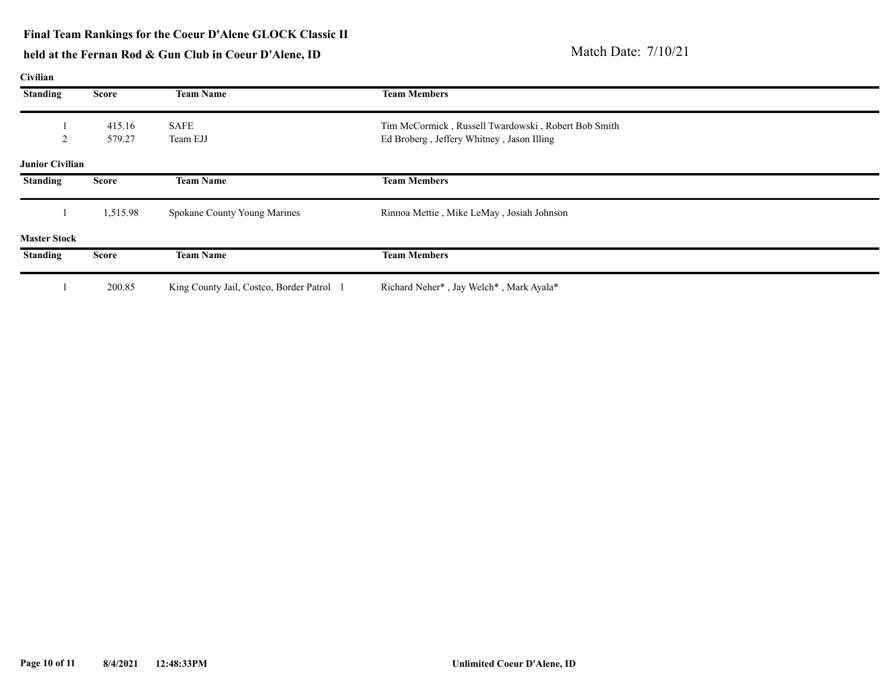**Final Team Rankings for the Coeur D'Alene GLOCK Classic II**

**held at the Fernan Rod & Gun Club in Coeur D'Alene, ID**

Match Date: 7/10/21

**Civilian**

| Standing | Score | Team Name | Team Members |
|---|---|---|---|
| 1 | 415.16 | SAFE | Tim McCormick , Russell Twardowski , Robert Bob Smith |
| 2 | 579.27 | Team EJJ | Ed Broberg , Jeffery Whitney , Jason Illing |

**Junior Civilian**

| Standing | Score | Team Name | Team Members |
|---|---|---|---|
| 1 | 1,515.98 | Spokane County Young Marines | Rinnoa Mettie , Mike LeMay , Josiah Johnson |

**Master Stock**

| Standing | Score | Team Name | Team Members |
|---|---|---|---|
| 1 | 200.85 | King County Jail, Costco, Border Patrol 1 | Richard Neher* , Jay Welch* , Mark Ayala* |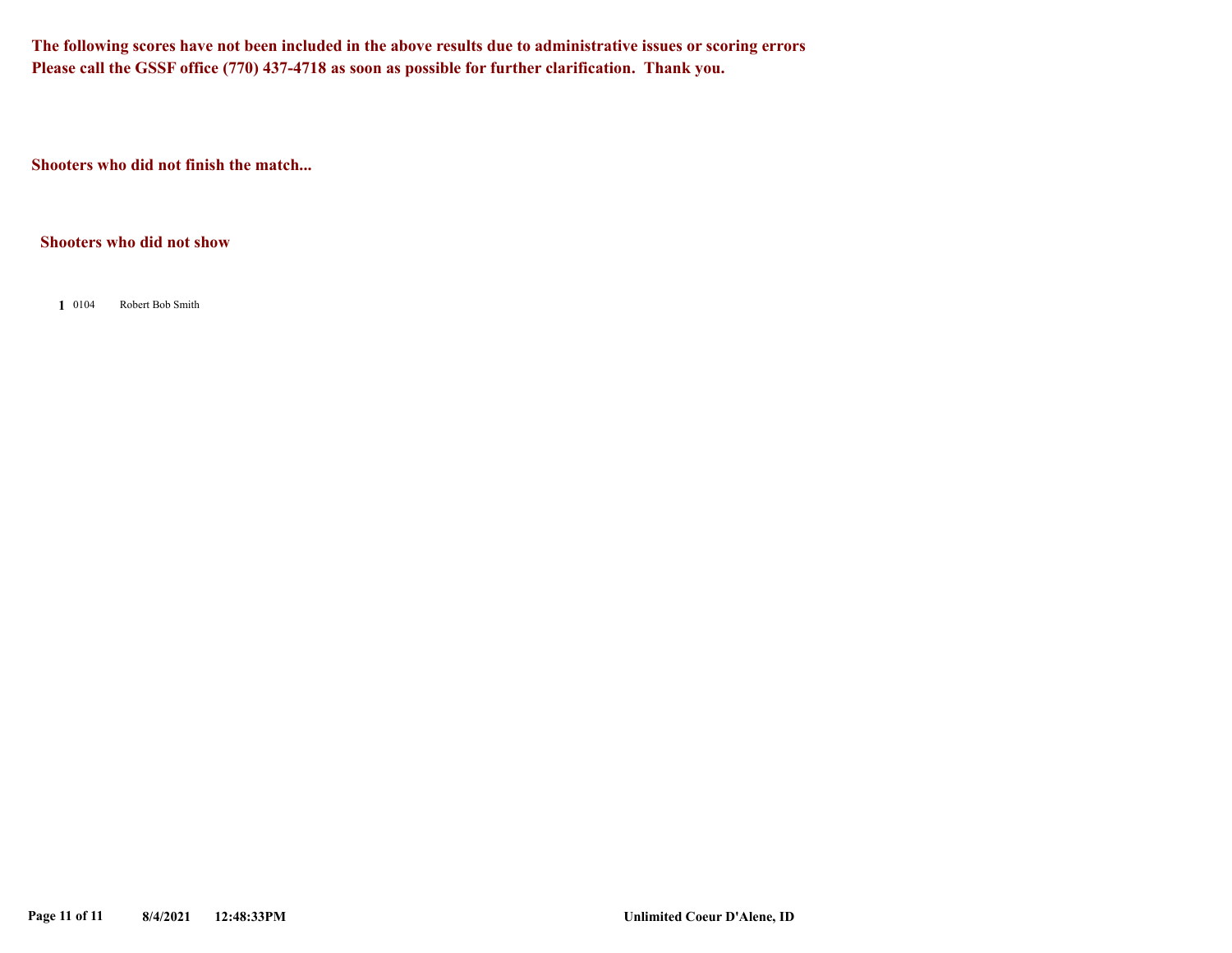**The following scores have not been included in the above results due to administrative issues or scoring errors**
**Please call the GSSF office (770) 437-4718 as soon as possible for further clarification. Thank you.**

**Shooters who did not finish the match...**

**Shooters who did not show**

| | | |
|---|---|---|
| **1** | 0104 | Robert Bob Smith |